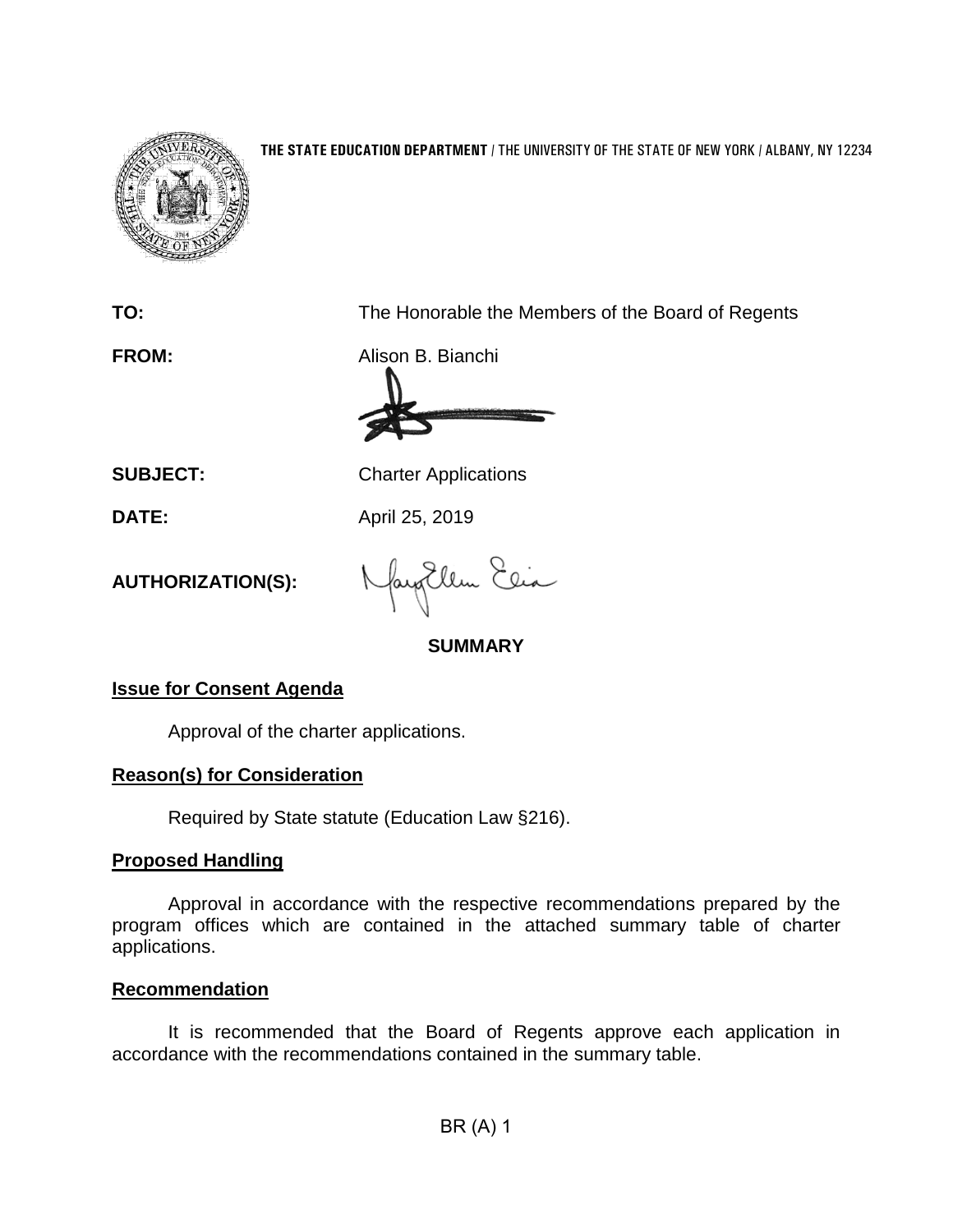**THE STATE EDUCATION DEPARTMENT** / THE UNIVERSITY OF THE STATE OF NEW YORK / ALBANY, NY 12234

**TO:** The Honorable the Members of the Board of Regents

**FROM:** Alison B. Bianchi

**SUBJECT:** Charter Applications

**DATE:** April 25, 2019

**AUTHORIZATION(S):**

## SUMMARY

**Issue for Consent Agenda**

Approval of the charter applications.

**Reason(s) for Consideration**

Required by State statute (Education Law §216).

**Proposed Handling**

Approval in accordance with the respective recommendations prepared by the program offices which are contained in the attached summary table of charter applications.

**Recommendation**

It is recommended that the Board of Regents approve each application in accordance with the recommendations contained in the summary table.

BR (A) 1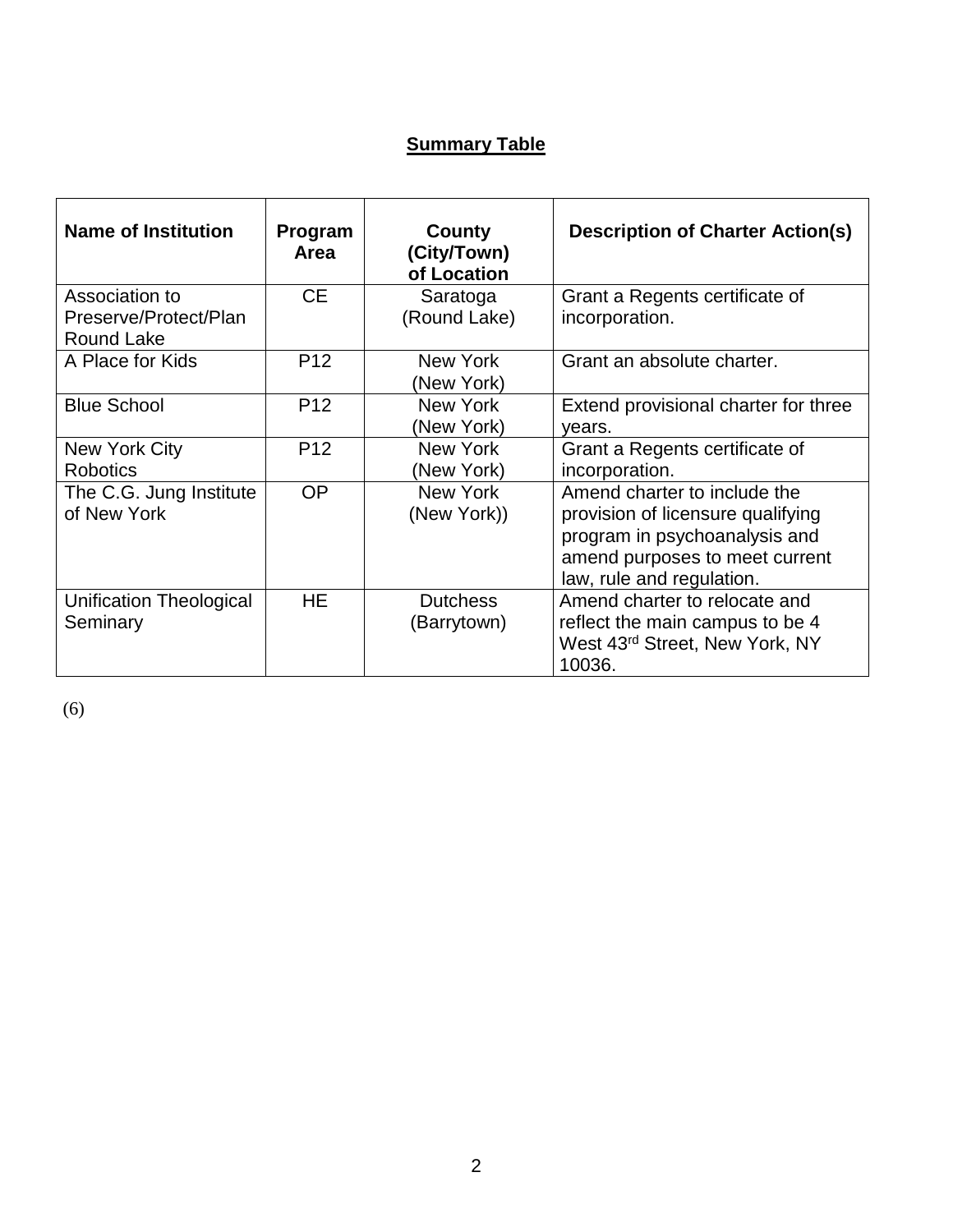**Summary Table**

| Name of Institution | Program Area | County (City/Town) of Location | Description of Charter Action(s) |
|---|---|---|---|
| Association to Preserve/Protect/Plan Round Lake | CE | Saratoga (Round Lake) | Grant a Regents certificate of incorporation. |
| A Place for Kids | P12 | New York (New York) | Grant an absolute charter. |
| Blue School | P12 | New York (New York) | Extend provisional charter for three years. |
| New York City Robotics | P12 | New York (New York) | Grant a Regents certificate of incorporation. |
| The C.G. Jung Institute of New York | OP | New York (New York)) | Amend charter to include the provision of licensure qualifying program in psychoanalysis and amend purposes to meet current law, rule and regulation. |
| Unification Theological Seminary | HE | Dutchess (Barrytown) | Amend charter to relocate and reflect the main campus to be 4 West 43rd Street, New York, NY 10036. |

(6)